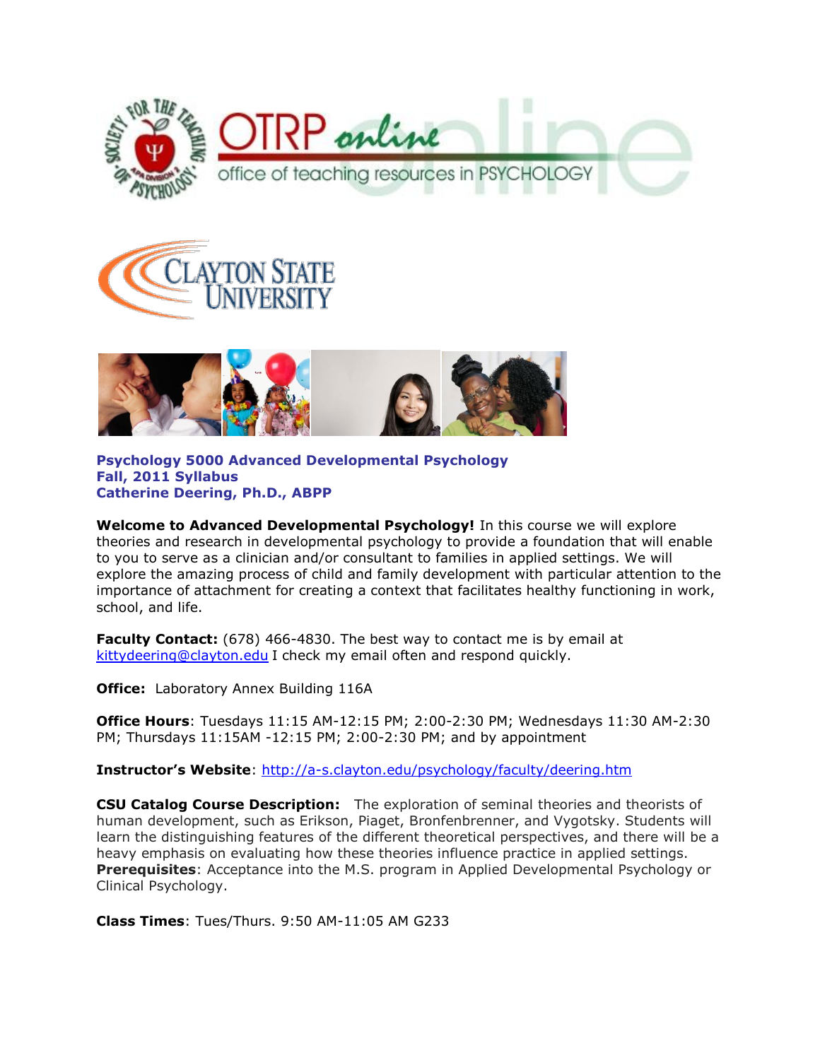**Psychology 5000 Advanced Developmental Psychology**
**Fall, 2011 Syllabus**
**Catherine Deering, Ph.D., ABPP**

**Welcome to Advanced Developmental Psychology!** In this course we will explore theories and research in developmental psychology to provide a foundation that will enable to you to serve as a clinician and/or consultant to families in applied settings. We will explore the amazing process of child and family development with particular attention to the importance of attachment for creating a context that facilitates healthy functioning in work, school, and life.

**Faculty Contact:** (678) 466-4830. The best way to contact me is by email at kittydeering@clayton.edu I check my email often and respond quickly.

**Office:** Laboratory Annex Building 116A

**Office Hours**: Tuesdays 11:15 AM-12:15 PM; 2:00-2:30 PM; Wednesdays 11:30 AM-2:30 PM; Thursdays 11:15AM -12:15 PM; 2:00-2:30 PM; and by appointment

**Instructor's Website**: http://a-s.clayton.edu/psychology/faculty/deering.htm

**CSU Catalog Course Description:** The exploration of seminal theories and theorists of human development, such as Erikson, Piaget, Bronfenbrenner, and Vygotsky. Students will learn the distinguishing features of the different theoretical perspectives, and there will be a heavy emphasis on evaluating how these theories influence practice in applied settings. **Prerequisites**: Acceptance into the M.S. program in Applied Developmental Psychology or Clinical Psychology.

**Class Times**: Tues/Thurs. 9:50 AM-11:05 AM G233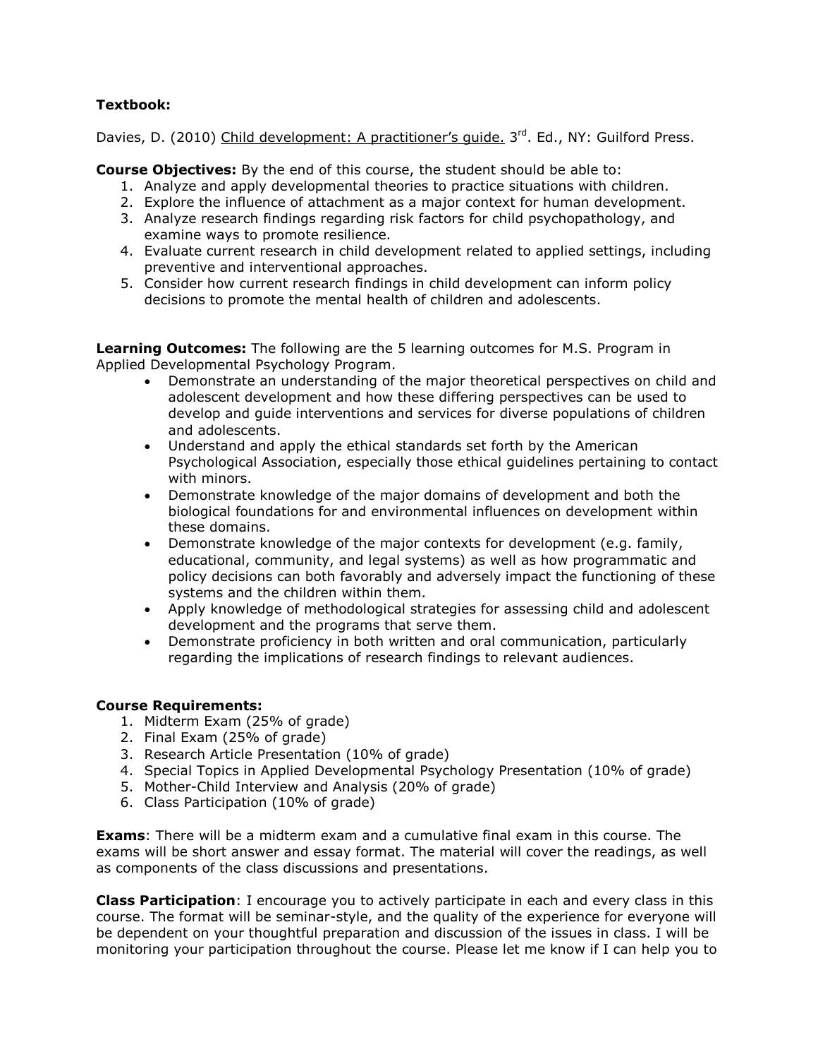**Textbook:**

Davies, D. (2010) Child development: A practitioner's guide. 3rd. Ed., NY: Guilford Press.

**Course Objectives:** By the end of this course, the student should be able to:

1. Analyze and apply developmental theories to practice situations with children.
2. Explore the influence of attachment as a major context for human development.
3. Analyze research findings regarding risk factors for child psychopathology, and examine ways to promote resilience.
4. Evaluate current research in child development related to applied settings, including preventive and interventional approaches.
5. Consider how current research findings in child development can inform policy decisions to promote the mental health of children and adolescents.

**Learning Outcomes:** The following are the 5 learning outcomes for M.S. Program in Applied Developmental Psychology Program.

- Demonstrate an understanding of the major theoretical perspectives on child and adolescent development and how these differing perspectives can be used to develop and guide interventions and services for diverse populations of children and adolescents.
- Understand and apply the ethical standards set forth by the American Psychological Association, especially those ethical guidelines pertaining to contact with minors.
- Demonstrate knowledge of the major domains of development and both the biological foundations for and environmental influences on development within these domains.
- Demonstrate knowledge of the major contexts for development (e.g. family, educational, community, and legal systems) as well as how programmatic and policy decisions can both favorably and adversely impact the functioning of these systems and the children within them.
- Apply knowledge of methodological strategies for assessing child and adolescent development and the programs that serve them.
- Demonstrate proficiency in both written and oral communication, particularly regarding the implications of research findings to relevant audiences.

**Course Requirements:**

1. Midterm Exam (25% of grade)
2. Final Exam (25% of grade)
3. Research Article Presentation (10% of grade)
4. Special Topics in Applied Developmental Psychology Presentation (10% of grade)
5. Mother-Child Interview and Analysis (20% of grade)
6. Class Participation (10% of grade)

**Exams**: There will be a midterm exam and a cumulative final exam in this course. The exams will be short answer and essay format. The material will cover the readings, as well as components of the class discussions and presentations.

**Class Participation**: I encourage you to actively participate in each and every class in this course. The format will be seminar-style, and the quality of the experience for everyone will be dependent on your thoughtful preparation and discussion of the issues in class. I will be monitoring your participation throughout the course. Please let me know if I can help you to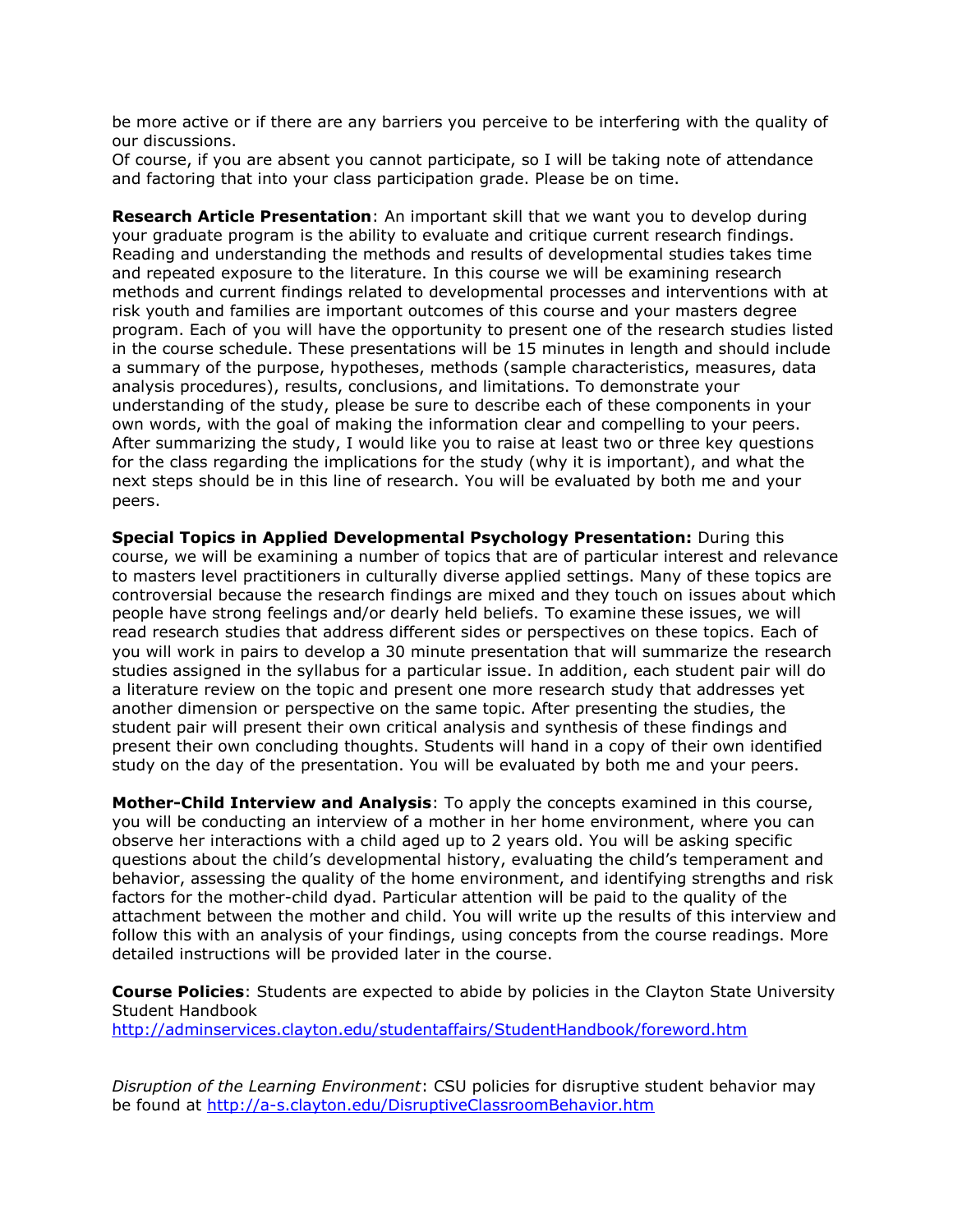be more active or if there are any barriers you perceive to be interfering with the quality of our discussions.
Of course, if you are absent you cannot participate, so I will be taking note of attendance and factoring that into your class participation grade. Please be on time.

**Research Article Presentation**: An important skill that we want you to develop during your graduate program is the ability to evaluate and critique current research findings. Reading and understanding the methods and results of developmental studies takes time and repeated exposure to the literature. In this course we will be examining research methods and current findings related to developmental processes and interventions with at risk youth and families are important outcomes of this course and your masters degree program. Each of you will have the opportunity to present one of the research studies listed in the course schedule. These presentations will be 15 minutes in length and should include a summary of the purpose, hypotheses, methods (sample characteristics, measures, data analysis procedures), results, conclusions, and limitations. To demonstrate your understanding of the study, please be sure to describe each of these components in your own words, with the goal of making the information clear and compelling to your peers. After summarizing the study, I would like you to raise at least two or three key questions for the class regarding the implications for the study (why it is important), and what the next steps should be in this line of research. You will be evaluated by both me and your peers.

**Special Topics in Applied Developmental Psychology Presentation:** During this course, we will be examining a number of topics that are of particular interest and relevance to masters level practitioners in culturally diverse applied settings. Many of these topics are controversial because the research findings are mixed and they touch on issues about which people have strong feelings and/or dearly held beliefs. To examine these issues, we will read research studies that address different sides or perspectives on these topics. Each of you will work in pairs to develop a 30 minute presentation that will summarize the research studies assigned in the syllabus for a particular issue. In addition, each student pair will do a literature review on the topic and present one more research study that addresses yet another dimension or perspective on the same topic. After presenting the studies, the student pair will present their own critical analysis and synthesis of these findings and present their own concluding thoughts. Students will hand in a copy of their own identified study on the day of the presentation. You will be evaluated by both me and your peers.

**Mother-Child Interview and Analysis**: To apply the concepts examined in this course, you will be conducting an interview of a mother in her home environment, where you can observe her interactions with a child aged up to 2 years old. You will be asking specific questions about the child's developmental history, evaluating the child's temperament and behavior, assessing the quality of the home environment, and identifying strengths and risk factors for the mother-child dyad. Particular attention will be paid to the quality of the attachment between the mother and child. You will write up the results of this interview and follow this with an analysis of your findings, using concepts from the course readings. More detailed instructions will be provided later in the course.

**Course Policies**: Students are expected to abide by policies in the Clayton State University Student Handbook
http://adminservices.clayton.edu/studentaffairs/StudentHandbook/foreword.htm

*Disruption of the Learning Environment*: CSU policies for disruptive student behavior may be found at http://a-s.clayton.edu/DisruptiveClassroomBehavior.htm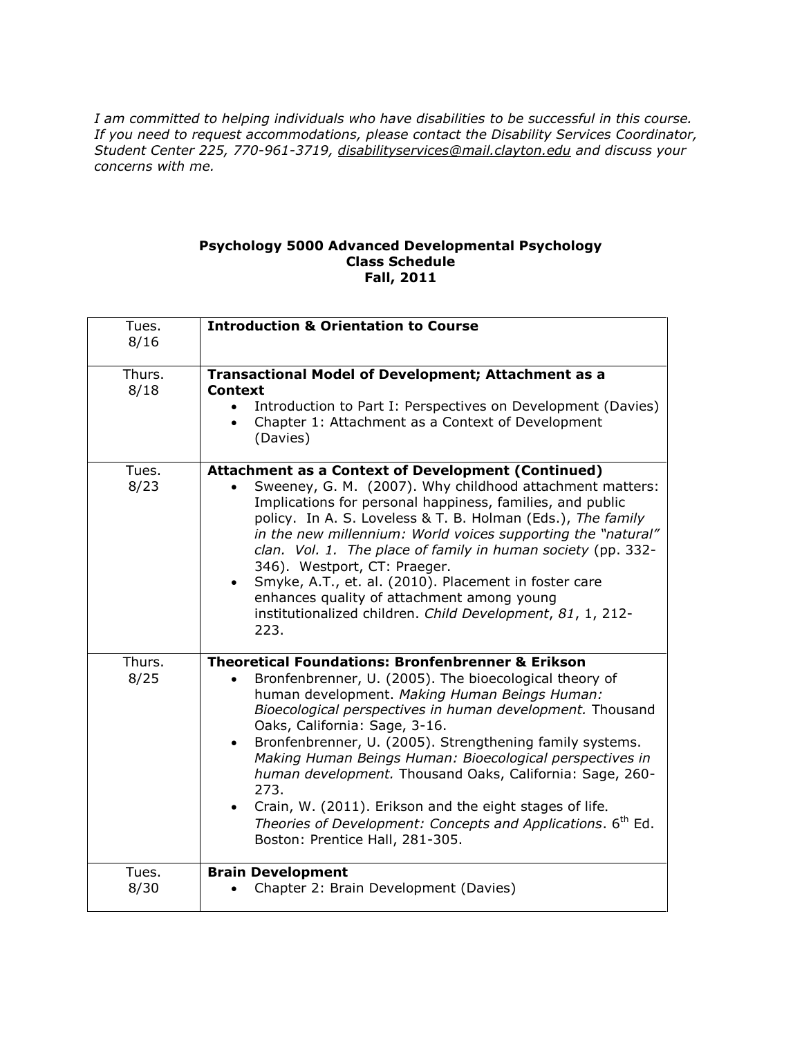*I am committed to helping individuals who have disabilities to be successful in this course. If you need to request accommodations, please contact the Disability Services Coordinator, Student Center 225, 770-961-3719, disabilityservices@mail.clayton.edu and discuss your concerns with me.*

**Psychology 5000 Advanced Developmental Psychology**
**Class Schedule**
**Fall, 2011**

| Date | Topic |
|---|---|
| Tues. 8/16 | **Introduction & Orientation to Course** |
| Thurs. 8/18 | **Transactional Model of Development; Attachment as a Context**<br>• Introduction to Part I: Perspectives on Development (Davies)<br>• Chapter 1: Attachment as a Context of Development (Davies) |
| Tues. 8/23 | **Attachment as a Context of Development (Continued)**<br>• Sweeney, G. M. (2007). Why childhood attachment matters: Implications for personal happiness, families, and public policy. In A. S. Loveless & T. B. Holman (Eds.), *The family in the new millennium: World voices supporting the "natural" clan. Vol. 1. The place of family in human society* (pp. 332-346). Westport, CT: Praeger.<br>• Smyke, A.T., et. al. (2010). Placement in foster care enhances quality of attachment among young institutionalized children. *Child Development*, *81*, 1, 212-223. |
| Thurs. 8/25 | **Theoretical Foundations: Bronfenbrenner & Erikson**<br>• Bronfenbrenner, U. (2005). The bioecological theory of human development. *Making Human Beings Human: Bioecological perspectives in human development.* Thousand Oaks, California: Sage, 3-16.<br>• Bronfenbrenner, U. (2005). Strengthening family systems. *Making Human Beings Human: Bioecological perspectives in human development.* Thousand Oaks, California: Sage, 260-273.<br>• Crain, W. (2011). Erikson and the eight stages of life. *Theories of Development: Concepts and Applications*. 6th Ed. Boston: Prentice Hall, 281-305. |
| Tues. 8/30 | **Brain Development**<br>• Chapter 2: Brain Development (Davies) |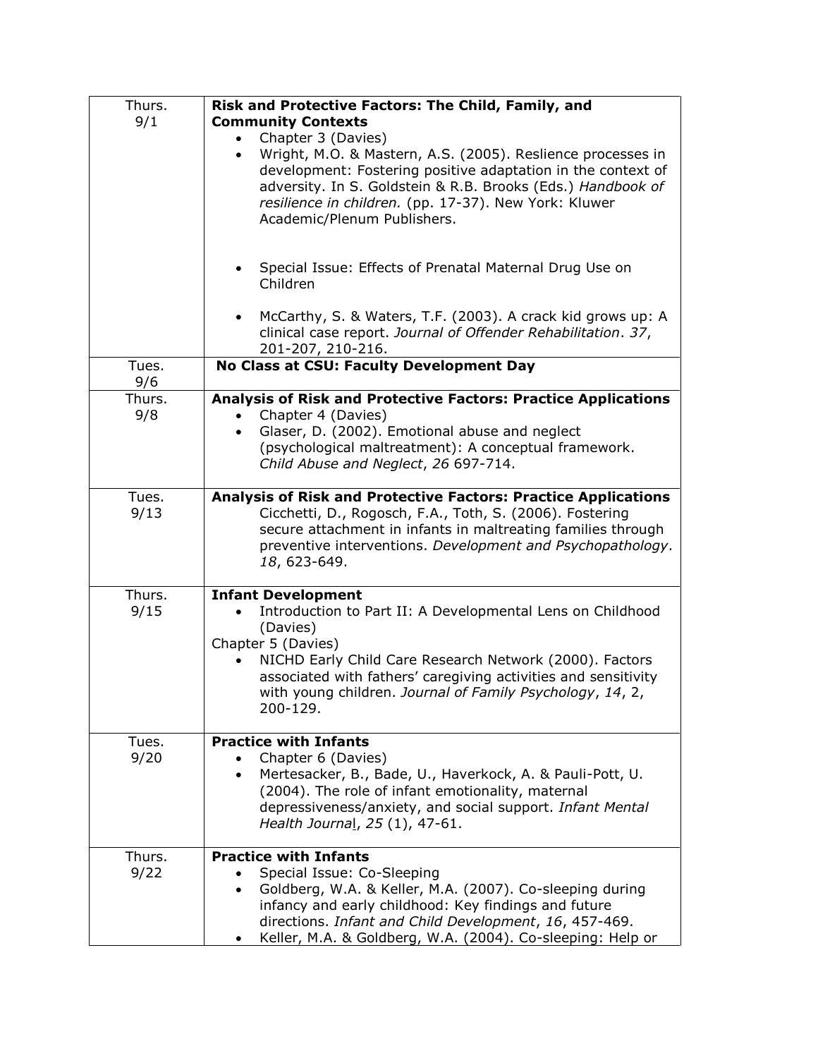| Date | Topic and Readings |
|---|---|
| Thurs. 9/1 | **Risk and Protective Factors: The Child, Family, and Community Contexts**<br>• Chapter 3 (Davies)<br>• Wright, M.O. & Mastern, A.S. (2005). Reslience processes in development: Fostering positive adaptation in the context of adversity. In S. Goldstein & R.B. Brooks (Eds.) *Handbook of resilience in children.* (pp. 17-37). New York: Kluwer Academic/Plenum Publishers.<br>• Special Issue: Effects of Prenatal Maternal Drug Use on Children<br>• McCarthy, S. & Waters, T.F. (2003). A crack kid grows up: A clinical case report. *Journal of Offender Rehabilitation*. *37*, 201-207, 210-216. |
| Tues. 9/6 | **No Class at CSU: Faculty Development Day** |
| Thurs. 9/8 | **Analysis of Risk and Protective Factors: Practice Applications**<br>• Chapter 4 (Davies)<br>• Glaser, D. (2002). Emotional abuse and neglect (psychological maltreatment): A conceptual framework. *Child Abuse and Neglect*, *26* 697-714. |
| Tues. 9/13 | **Analysis of Risk and Protective Factors: Practice Applications**<br>Cicchetti, D., Rogosch, F.A., Toth, S. (2006). Fostering secure attachment in infants in maltreating families through preventive interventions. *Development and Psychopathology*. *18*, 623-649. |
| Thurs. 9/15 | **Infant Development**<br>• Introduction to Part II: A Developmental Lens on Childhood (Davies)<br>Chapter 5 (Davies)<br>• NICHD Early Child Care Research Network (2000). Factors associated with fathers' caregiving activities and sensitivity with young children. *Journal of Family Psychology*, *14*, 2, 200-129. |
| Tues. 9/20 | **Practice with Infants**<br>• Chapter 6 (Davies)<br>• Mertesacker, B., Bade, U., Haverkock, A. & Pauli-Pott, U. (2004). The role of infant emotionality, maternal depressiveness/anxiety, and social support. *Infant Mental Health Journal*, *25* (1), 47-61. |
| Thurs. 9/22 | **Practice with Infants**<br>• Special Issue: Co-Sleeping<br>• Goldberg, W.A. & Keller, M.A. (2007). Co-sleeping during infancy and early childhood: Key findings and future directions. *Infant and Child Development*, *16*, 457-469.<br>• Keller, M.A. & Goldberg, W.A. (2004). Co-sleeping: Help or |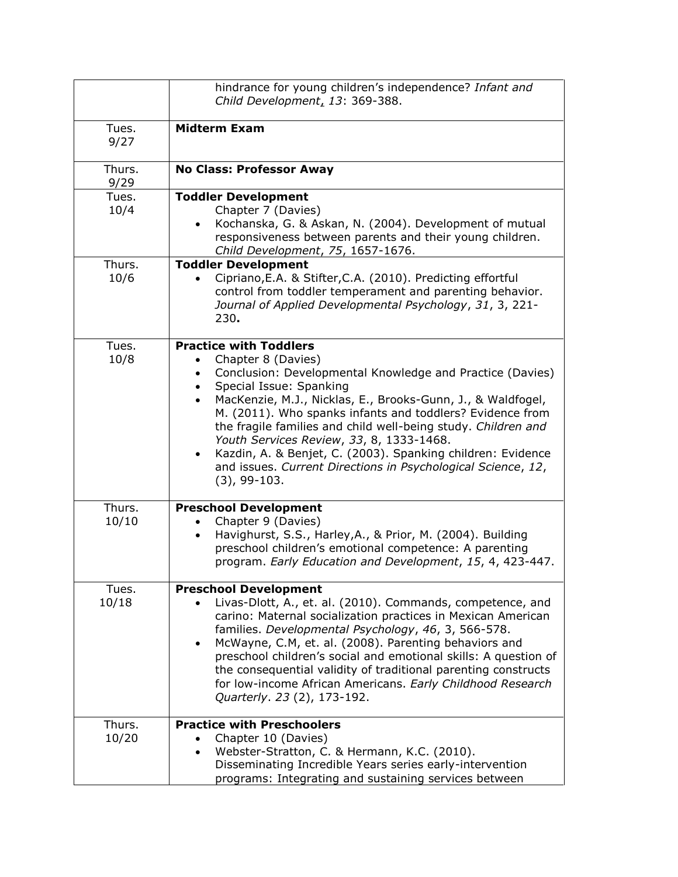| | |
|---|---|
| | hindrance for young children's independence? *Infant and Child Development*, *13*: 369-388. |
| Tues. 9/27 | **Midterm Exam** |
| Thurs. 9/29 | **No Class: Professor Away** |
| Tues. 10/4 | **Toddler Development**<br>Chapter 7 (Davies)<br>• Kochanska, G. & Askan, N. (2004). Development of mutual responsiveness between parents and their young children. *Child Development*, *75*, 1657-1676. |
| Thurs. 10/6 | **Toddler Development**<br>• Cipriano,E.A. & Stifter,C.A. (2010). Predicting effortful control from toddler temperament and parenting behavior. *Journal of Applied Developmental Psychology*, *31*, 3, 221-230**.** |
| Tues. 10/8 | **Practice with Toddlers**<br>• Chapter 8 (Davies)<br>• Conclusion: Developmental Knowledge and Practice (Davies)<br>• Special Issue: Spanking<br>• MacKenzie, M.J., Nicklas, E., Brooks-Gunn, J., & Waldfogel, M. (2011). Who spanks infants and toddlers? Evidence from the fragile families and child well-being study. *Children and Youth Services Review*, *33*, 8, 1333-1468.<br>• Kazdin, A. & Benjet, C. (2003). Spanking children: Evidence and issues. *Current Directions in Psychological Science*, *12*, (3), 99-103. |
| Thurs. 10/10 | **Preschool Development**<br>• Chapter 9 (Davies)<br>• Havighurst, S.S., Harley,A., & Prior, M. (2004). Building preschool children's emotional competence: A parenting program. *Early Education and Development*, *15*, 4, 423-447. |
| Tues. 10/18 | **Preschool Development**<br>• Livas-Dlott, A., et. al. (2010). Commands, competence, and carino: Maternal socialization practices in Mexican American families. *Developmental Psychology*, *46*, 3, 566-578.<br>• McWayne, C.M, et. al. (2008). Parenting behaviors and preschool children's social and emotional skills: A question of the consequential validity of traditional parenting constructs for low-income African Americans. *Early Childhood Research Quarterly*. *23* (2), 173-192. |
| Thurs. 10/20 | **Practice with Preschoolers**<br>• Chapter 10 (Davies)<br>• Webster-Stratton, C. & Hermann, K.C. (2010). Disseminating Incredible Years series early-intervention programs: Integrating and sustaining services between |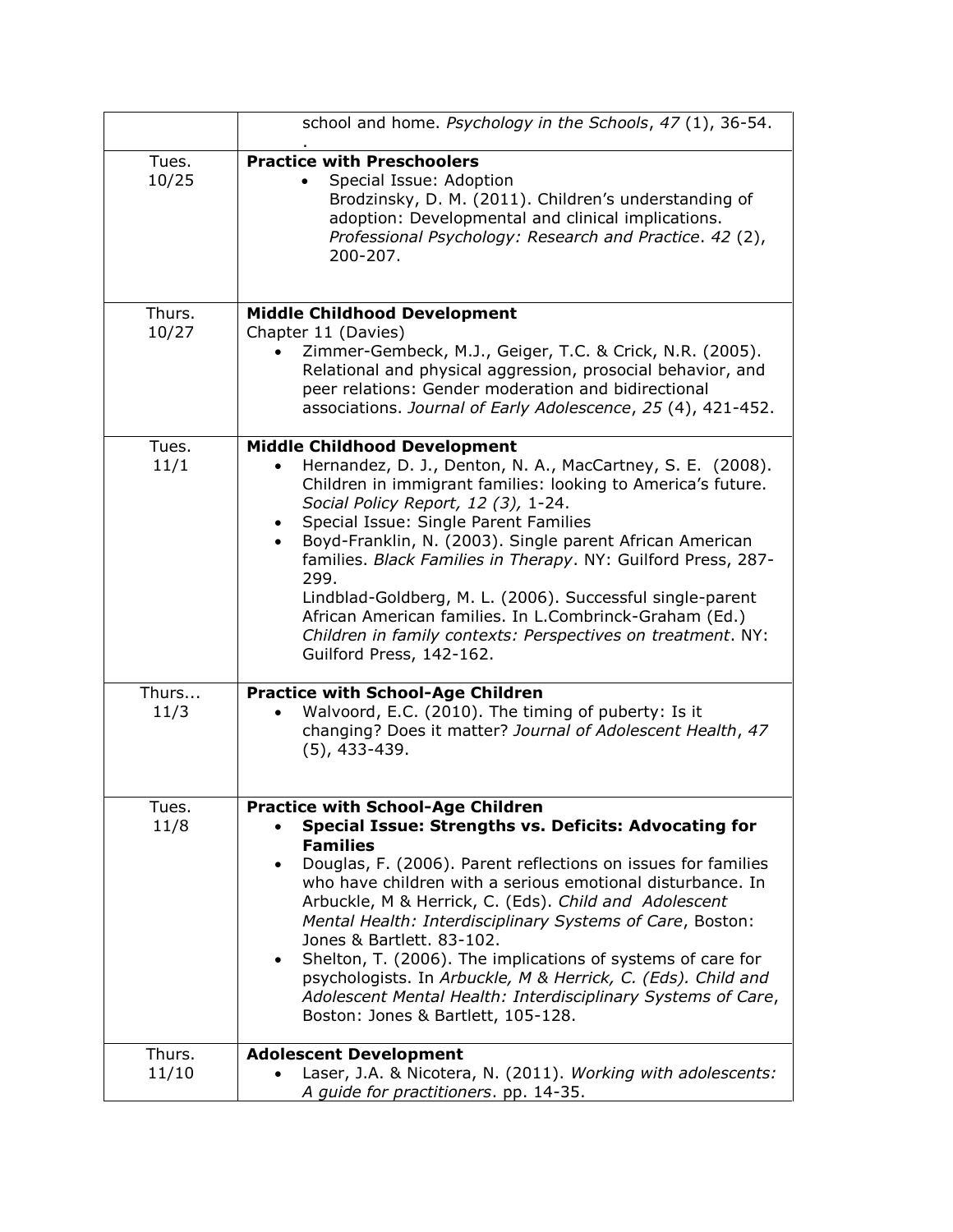| | |
|---|---|
| | school and home. *Psychology in the Schools*, *47* (1), 36-54. . |
| Tues. 10/25 | **Practice with Preschoolers** <br> • Special Issue: Adoption <br> Brodzinsky, D. M. (2011). Children's understanding of adoption: Developmental and clinical implications. *Professional Psychology: Research and Practice*. *42* (2), 200-207. |
| Thurs. 10/27 | **Middle Childhood Development** <br> Chapter 11 (Davies) <br> • Zimmer-Gembeck, M.J., Geiger, T.C. & Crick, N.R. (2005). Relational and physical aggression, prosocial behavior, and peer relations: Gender moderation and bidirectional associations. *Journal of Early Adolescence*, *25* (4), 421-452. |
| Tues. 11/1 | **Middle Childhood Development** <br> • Hernandez, D. J., Denton, N. A., MacCartney, S. E. (2008). Children in immigrant families: looking to America's future. *Social Policy Report, 12 (3),* 1-24. <br> • Special Issue: Single Parent Families <br> • Boyd-Franklin, N. (2003). Single parent African American families. *Black Families in Therapy*. NY: Guilford Press, 287-299. <br> Lindblad-Goldberg, M. L. (2006). Successful single-parent African American families. In L.Combrinck-Graham (Ed.) *Children in family contexts: Perspectives on treatment*. NY: Guilford Press, 142-162. |
| Thurs... 11/3 | **Practice with School-Age Children** <br> • Walvoord, E.C. (2010). The timing of puberty: Is it changing? Does it matter? *Journal of Adolescent Health*, *47* (5), 433-439. |
| Tues. 11/8 | **Practice with School-Age Children** <br> • **Special Issue: Strengths vs. Deficits: Advocating for Families** <br> • Douglas, F. (2006). Parent reflections on issues for families who have children with a serious emotional disturbance. In Arbuckle, M & Herrick, C. (Eds). *Child and Adolescent Mental Health: Interdisciplinary Systems of Care*, Boston: Jones & Bartlett. 83-102. <br> • Shelton, T. (2006). The implications of systems of care for psychologists. In *Arbuckle, M & Herrick, C. (Eds). Child and Adolescent Mental Health: Interdisciplinary Systems of Care*, Boston: Jones & Bartlett, 105-128. |
| Thurs. 11/10 | **Adolescent Development** <br> • Laser, J.A. & Nicotera, N. (2011). *Working with adolescents: A guide for practitioners*. pp. 14-35. |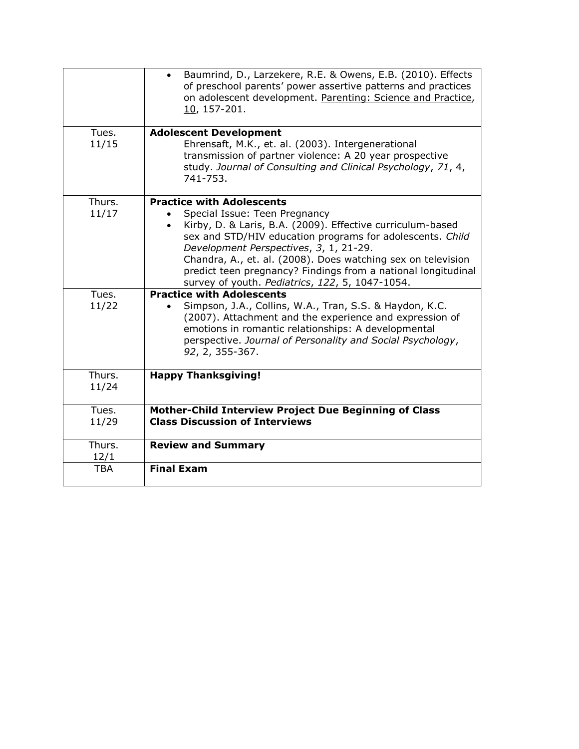| | |
|---|---|
| | • Baumrind, D., Larzekere, R.E. & Owens, E.B. (2010). Effects of preschool parents' power assertive patterns and practices on adolescent development. Parenting: Science and Practice, 10, 157-201. |
| Tues. 11/15 | **Adolescent Development** <br> Ehrensaft, M.K., et. al. (2003). Intergenerational transmission of partner violence: A 20 year prospective study. *Journal of Consulting and Clinical Psychology*, *71*, 4, 741-753. |
| Thurs. 11/17 | **Practice with Adolescents** <br> • Special Issue: Teen Pregnancy <br> • Kirby, D. & Laris, B.A. (2009). Effective curriculum-based sex and STD/HIV education programs for adolescents. *Child Development Perspectives*, *3*, 1, 21-29. <br> Chandra, A., et. al. (2008). Does watching sex on television predict teen pregnancy? Findings from a national longitudinal survey of youth. *Pediatrics*, *122*, 5, 1047-1054. |
| Tues. 11/22 | **Practice with Adolescents** <br> • Simpson, J.A., Collins, W.A., Tran, S.S. & Haydon, K.C. (2007). Attachment and the experience and expression of emotions in romantic relationships: A developmental perspective. *Journal of Personality and Social Psychology*, *92*, 2, 355-367. |
| Thurs. 11/24 | **Happy Thanksgiving!** |
| Tues. 11/29 | **Mother-Child Interview Project Due Beginning of Class** <br> **Class Discussion of Interviews** |
| Thurs. 12/1 | **Review and Summary** |
| TBA | **Final Exam** |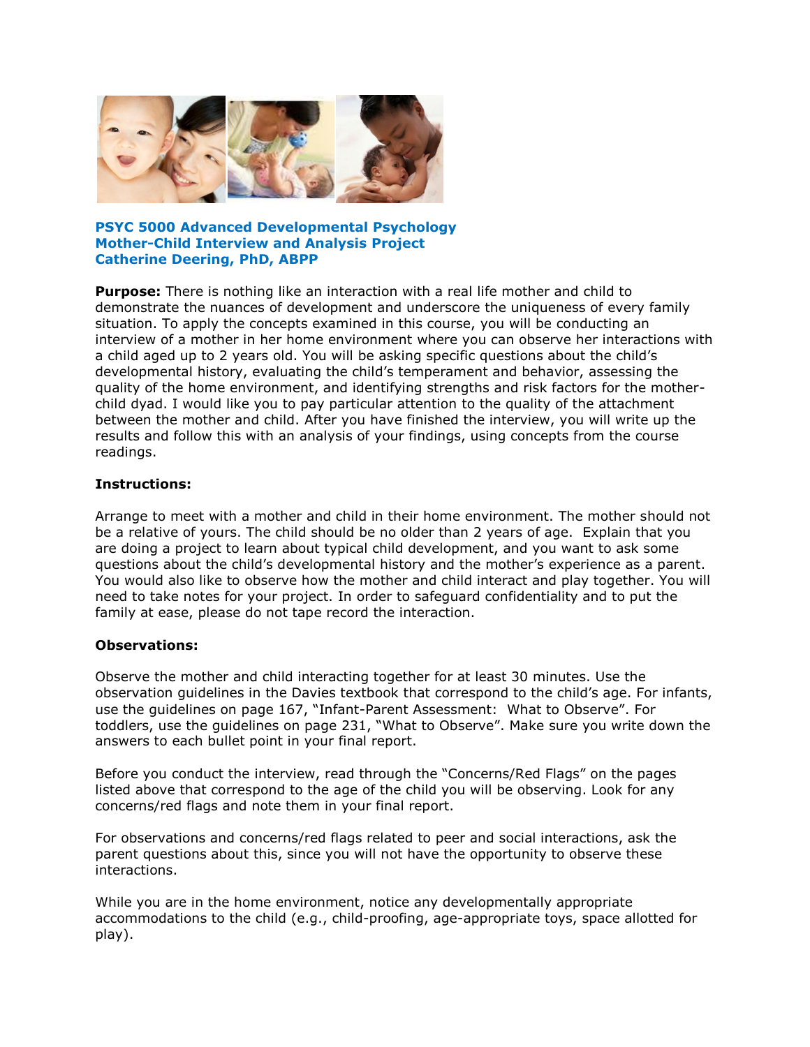**PSYC 5000 Advanced Developmental Psychology**
**Mother-Child Interview and Analysis Project**
**Catherine Deering, PhD, ABPP**

**Purpose:** There is nothing like an interaction with a real life mother and child to demonstrate the nuances of development and underscore the uniqueness of every family situation. To apply the concepts examined in this course, you will be conducting an interview of a mother in her home environment where you can observe her interactions with a child aged up to 2 years old. You will be asking specific questions about the child's developmental history, evaluating the child's temperament and behavior, assessing the quality of the home environment, and identifying strengths and risk factors for the mother-child dyad. I would like you to pay particular attention to the quality of the attachment between the mother and child. After you have finished the interview, you will write up the results and follow this with an analysis of your findings, using concepts from the course readings.

**Instructions:**

Arrange to meet with a mother and child in their home environment. The mother should not be a relative of yours. The child should be no older than 2 years of age. Explain that you are doing a project to learn about typical child development, and you want to ask some questions about the child's developmental history and the mother's experience as a parent. You would also like to observe how the mother and child interact and play together. You will need to take notes for your project. In order to safeguard confidentiality and to put the family at ease, please do not tape record the interaction.

**Observations:**

Observe the mother and child interacting together for at least 30 minutes. Use the observation guidelines in the Davies textbook that correspond to the child's age. For infants, use the guidelines on page 167, "Infant-Parent Assessment: What to Observe". For toddlers, use the guidelines on page 231, "What to Observe". Make sure you write down the answers to each bullet point in your final report.

Before you conduct the interview, read through the "Concerns/Red Flags" on the pages listed above that correspond to the age of the child you will be observing. Look for any concerns/red flags and note them in your final report.

For observations and concerns/red flags related to peer and social interactions, ask the parent questions about this, since you will not have the opportunity to observe these interactions.

While you are in the home environment, notice any developmentally appropriate accommodations to the child (e.g., child-proofing, age-appropriate toys, space allotted for play).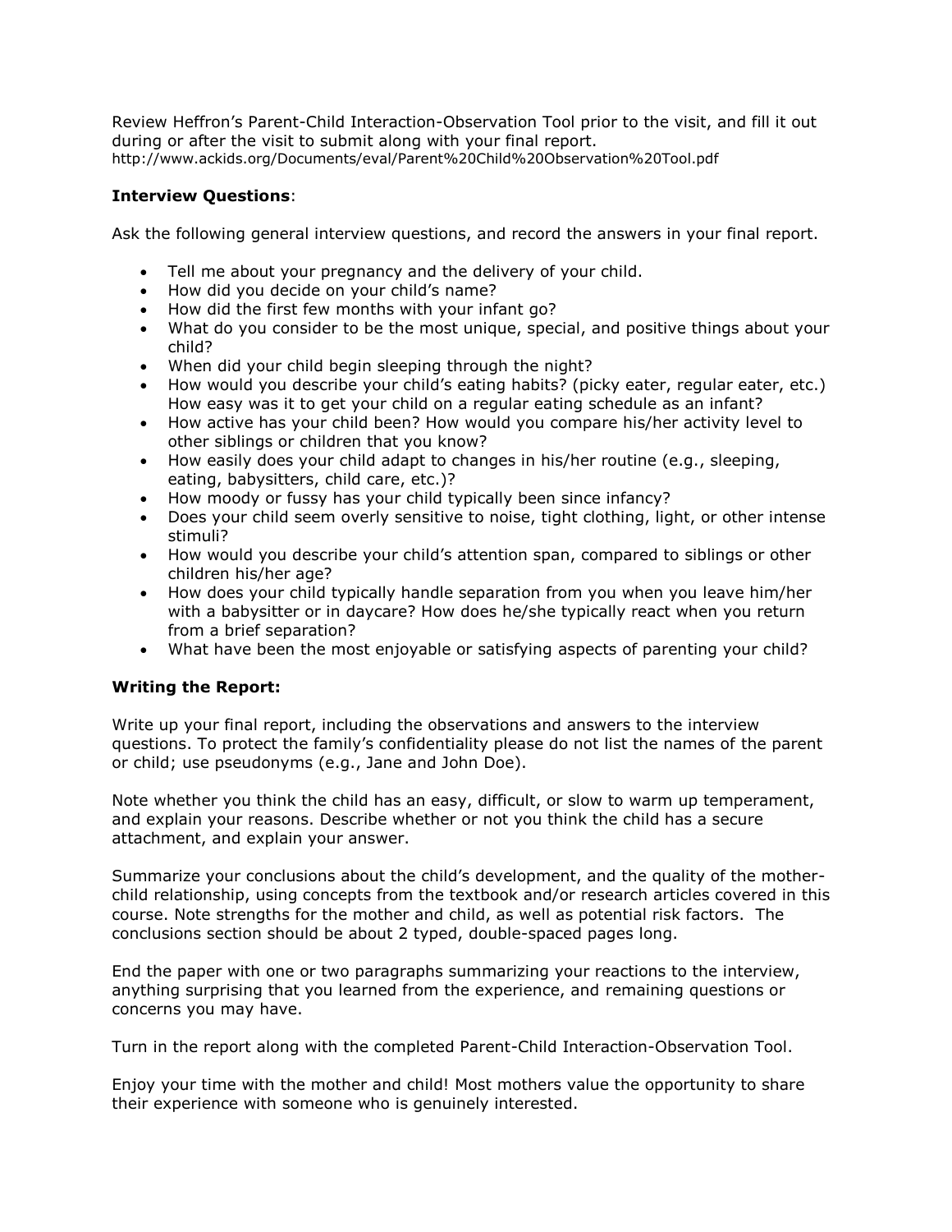Review Heffron's Parent-Child Interaction-Observation Tool prior to the visit, and fill it out during or after the visit to submit along with your final report.
http://www.ackids.org/Documents/eval/Parent%20Child%20Observation%20Tool.pdf

**Interview Questions**:

Ask the following general interview questions, and record the answers in your final report.

- Tell me about your pregnancy and the delivery of your child.
- How did you decide on your child's name?
- How did the first few months with your infant go?
- What do you consider to be the most unique, special, and positive things about your child?
- When did your child begin sleeping through the night?
- How would you describe your child's eating habits? (picky eater, regular eater, etc.) How easy was it to get your child on a regular eating schedule as an infant?
- How active has your child been? How would you compare his/her activity level to other siblings or children that you know?
- How easily does your child adapt to changes in his/her routine (e.g., sleeping, eating, babysitters, child care, etc.)?
- How moody or fussy has your child typically been since infancy?
- Does your child seem overly sensitive to noise, tight clothing, light, or other intense stimuli?
- How would you describe your child's attention span, compared to siblings or other children his/her age?
- How does your child typically handle separation from you when you leave him/her with a babysitter or in daycare? How does he/she typically react when you return from a brief separation?
- What have been the most enjoyable or satisfying aspects of parenting your child?

**Writing the Report:**

Write up your final report, including the observations and answers to the interview questions. To protect the family's confidentiality please do not list the names of the parent or child; use pseudonyms (e.g., Jane and John Doe).

Note whether you think the child has an easy, difficult, or slow to warm up temperament, and explain your reasons. Describe whether or not you think the child has a secure attachment, and explain your answer.

Summarize your conclusions about the child's development, and the quality of the mother-child relationship, using concepts from the textbook and/or research articles covered in this course. Note strengths for the mother and child, as well as potential risk factors. The conclusions section should be about 2 typed, double-spaced pages long.

End the paper with one or two paragraphs summarizing your reactions to the interview, anything surprising that you learned from the experience, and remaining questions or concerns you may have.

Turn in the report along with the completed Parent-Child Interaction-Observation Tool.

Enjoy your time with the mother and child! Most mothers value the opportunity to share their experience with someone who is genuinely interested.